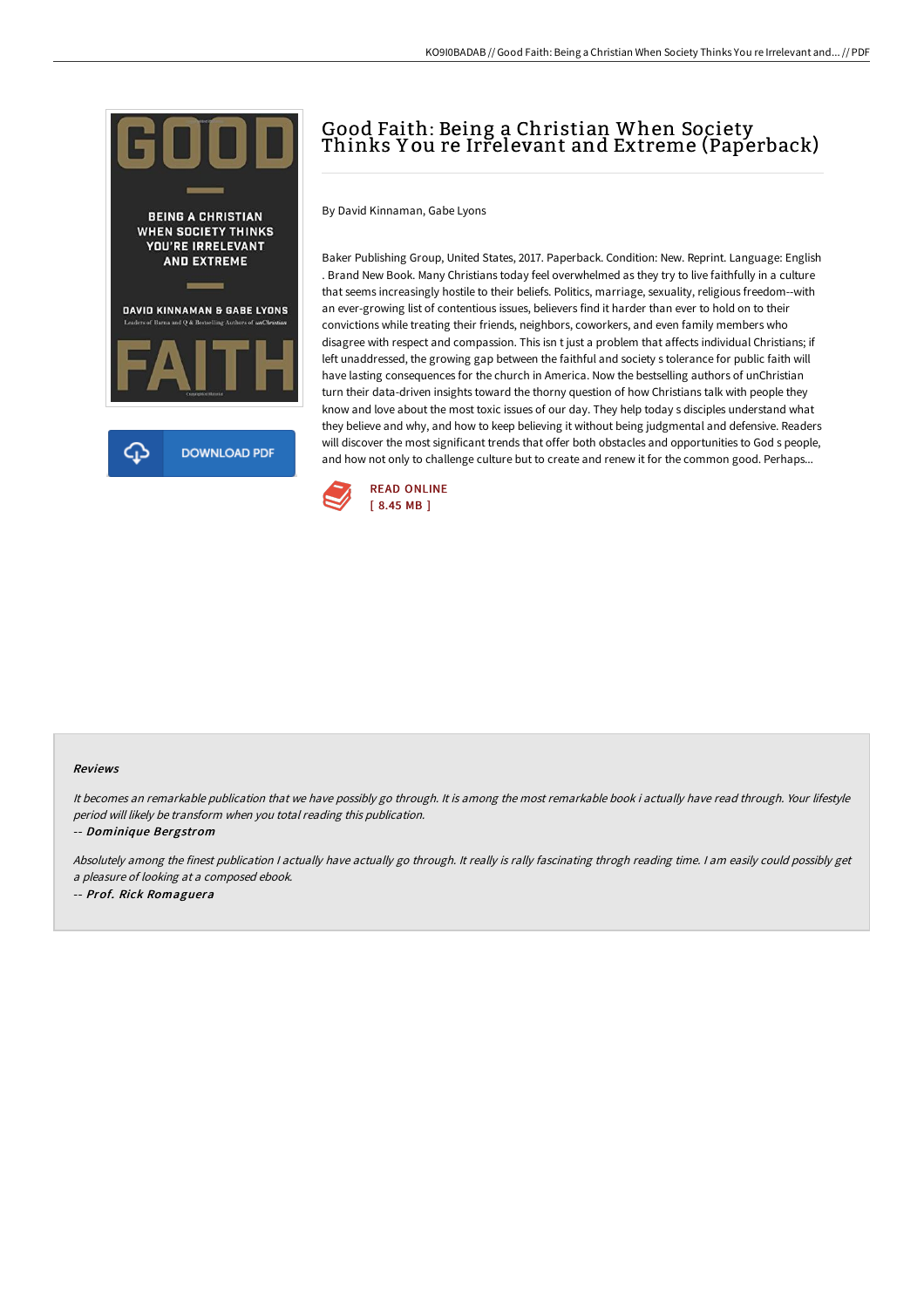# Good Faith: Being a Christian When Society Thinks You re Irrelevant and Extreme (Paperback)

By David Kinnaman, Gabe Lyons

Baker Publishing Group, United States, 2017. Paperback. Condition: New. Reprint. Language: English . Brand New Book. Many Christians today feel overwhelmed as they try to live faithfully in a culture that seems increasingly hostile to their beliefs. Politics, marriage, sexuality, religious freedom--with an ever-growing list of contentious issues, believers find it harder than ever to hold on to their convictions while treating their friends, neighbors, coworkers, and even family members who disagree with respect and compassion. This isn t just a problem that affects individual Christians; if left unaddressed, the growing gap between the faithful and society s tolerance for public faith will have lasting consequences for the church in America. Now the bestselling authors of unChristian turn their data-driven insights toward the thorny question of how Christians talk with people they know and love about the most toxic issues of our day. They help today s disciples understand what they believe and why, and how to keep believing it without being judgmental and defensive. Readers will discover the most significant trends that offer both obstacles and opportunities to God s people, and how not only to challenge culture but to create and renew it for the common good. Perhaps...

READ ONLINE
[ 8.45 MB ]

### Reviews

*It becomes an remarkable publication that we have possibly go through. It is among the most remarkable book i actually have read through. Your lifestyle period will likely be transform when you total reading this publication.*

-- ***Dominique Bergstrom***

*Absolutely among the finest publication I actually have actually go through. It really is rally fascinating throgh reading time. I am easily could possibly get a pleasure of looking at a composed ebook.*

-- ***Prof. Rick Romaguera***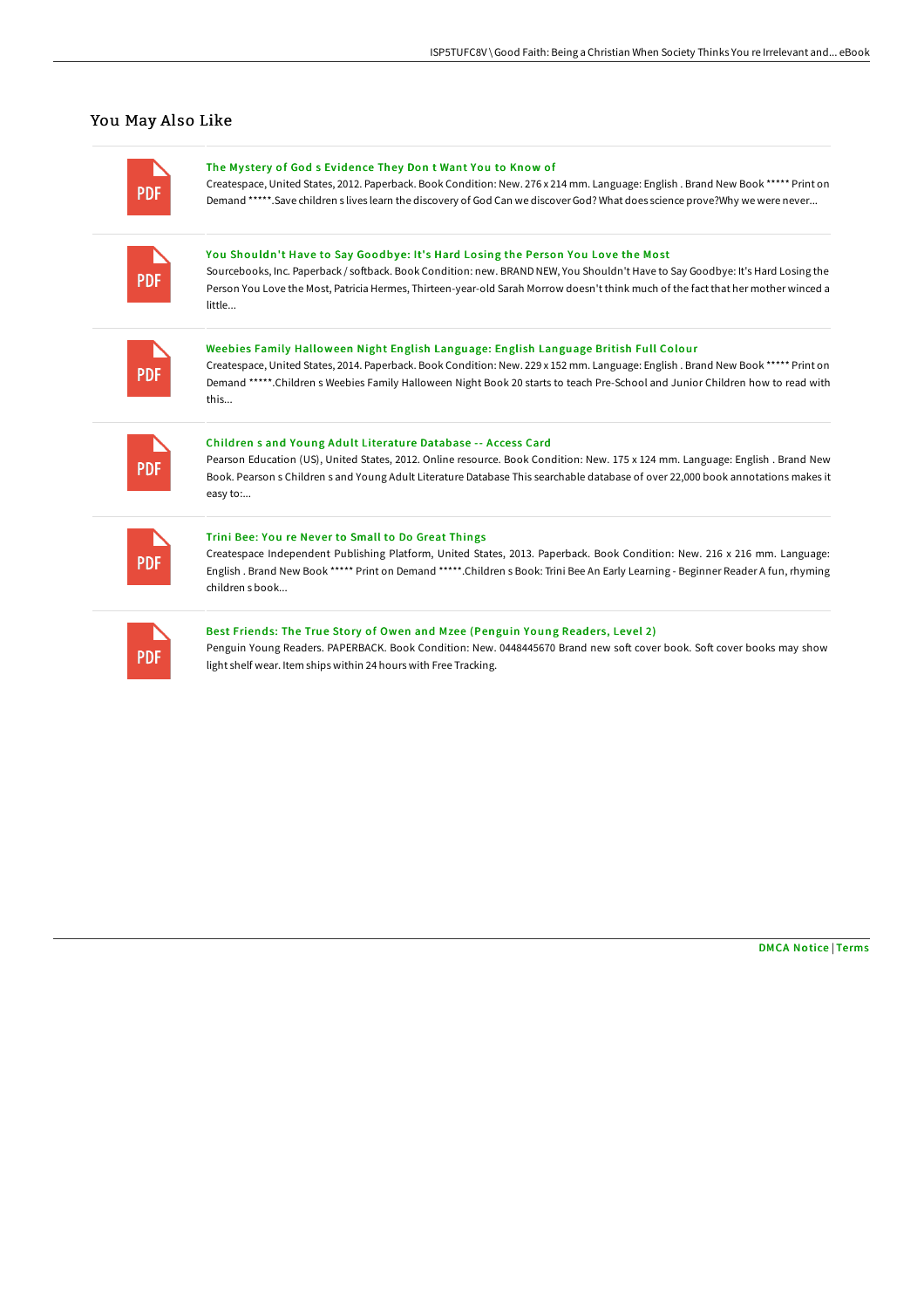## You May Also Like

### The Mystery of God s Evidence They Don t Want You to Know of

Createspace, United States, 2012. Paperback. Book Condition: New. 276 x 214 mm. Language: English . Brand New Book ***** Print on Demand *****.Save children s lives learn the discovery of God Can we discover God? What does science prove?Why we were never...

### You Shouldn't Have to Say Goodbye: It's Hard Losing the Person You Love the Most

Sourcebooks, Inc. Paperback / softback. Book Condition: new. BRAND NEW, You Shouldn't Have to Say Goodbye: It's Hard Losing the Person You Love the Most, Patricia Hermes, Thirteen-year-old Sarah Morrow doesn't think much of the fact that her mother winced a little...

### Weebies Family Halloween Night English Language: English Language British Full Colour

Createspace, United States, 2014. Paperback. Book Condition: New. 229 x 152 mm. Language: English . Brand New Book ***** Print on Demand *****.Children s Weebies Family Halloween Night Book 20 starts to teach Pre-School and Junior Children how to read with this...

### Children s and Young Adult Literature Database -- Access Card

Pearson Education (US), United States, 2012. Online resource. Book Condition: New. 175 x 124 mm. Language: English . Brand New Book. Pearson s Children s and Young Adult Literature Database This searchable database of over 22,000 book annotations makes it easy to:...

### Trini Bee: You re Never to Small to Do Great Things

Createspace Independent Publishing Platform, United States, 2013. Paperback. Book Condition: New. 216 x 216 mm. Language: English . Brand New Book ***** Print on Demand *****.Children s Book: Trini Bee An Early Learning - Beginner Reader A fun, rhyming children s book...

### Best Friends: The True Story of Owen and Mzee (Penguin Young Readers, Level 2)

Penguin Young Readers. PAPERBACK. Book Condition: New. 0448445670 Brand new soft cover book. Soft cover books may show light shelf wear. Item ships within 24 hours with Free Tracking.